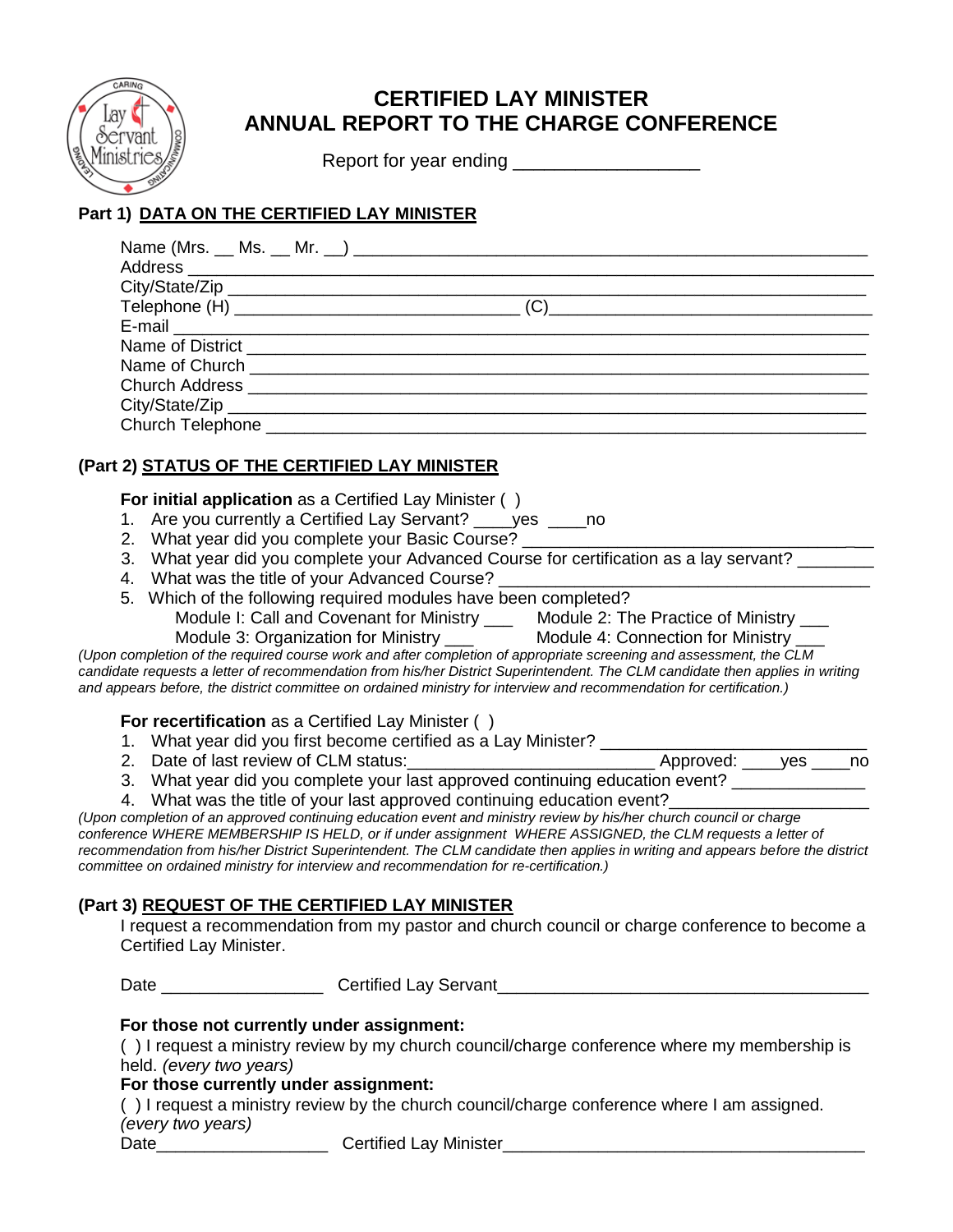# CERTIFIED LAY MINISTER
# ANNUAL REPORT TO THE CHARGE CONFERENCE

Report for year ending __________________

**Part 1) DATA ON THE CERTIFIED LAY MINISTER**

Name (Mrs. __ Ms. __ Mr. __) ________________________________________________
Address ________________________________________________________________
City/State/Zip ____________________________________________________________
Telephone (H) ____________________________ (C)____________________________
E-mail __________________________________________________________________
Name of District _________________________________________________________
Name of Church _________________________________________________________
Church Address __________________________________________________________
City/State/Zip ____________________________________________________________
Church Telephone ________________________________________________________

**(Part 2) STATUS OF THE CERTIFIED LAY MINISTER**

**For initial application** as a Certified Lay Minister ( )

1. Are you currently a Certified Lay Servant? ____yes ____no
2. What year did you complete your Basic Course? ________________________________
3. What year did you complete your Advanced Course for certification as a lay servant? ________
4. What was the title of your Advanced Course? _________________________________
5. Which of the following required modules have been completed?
   Module I: Call and Covenant for Ministry ___ Module 2: The Practice of Ministry ___
   Module 3: Organization for Ministry ___ Module 4: Connection for Ministry ___

*(Upon completion of the required course work and after completion of appropriate screening and assessment, the CLM candidate requests a letter of recommendation from his/her District Superintendent. The CLM candidate then applies in writing and appears before, the district committee on ordained ministry for interview and recommendation for certification.)*

**For recertification** as a Certified Lay Minister ( )

1. What year did you first become certified as a Lay Minister? ___________________________
2. Date of last review of CLM status:_________________________ Approved: ____yes ____no
3. What year did you complete your last approved continuing education event? _____________
4. What was the title of your last approved continuing education event?___________________

*(Upon completion of an approved continuing education event and ministry review by his/her church council or charge conference WHERE MEMBERSHIP IS HELD, or if under assignment WHERE ASSIGNED, the CLM requests a letter of recommendation from his/her District Superintendent. The CLM candidate then applies in writing and appears before the district committee on ordained ministry for interview and recommendation for re-certification.)*

**(Part 3) REQUEST OF THE CERTIFIED LAY MINISTER**

I request a recommendation from my pastor and church council or charge conference to become a Certified Lay Minister.

Date _________________ Certified Lay Servant_______________________________________

**For those not currently under assignment:**

( ) I request a ministry review by my church council/charge conference where my membership is held. *(every two years)*

**For those currently under assignment:**

( ) I request a ministry review by the church council/charge conference where I am assigned. *(every two years)*

Date__________________ Certified Lay Minister______________________________________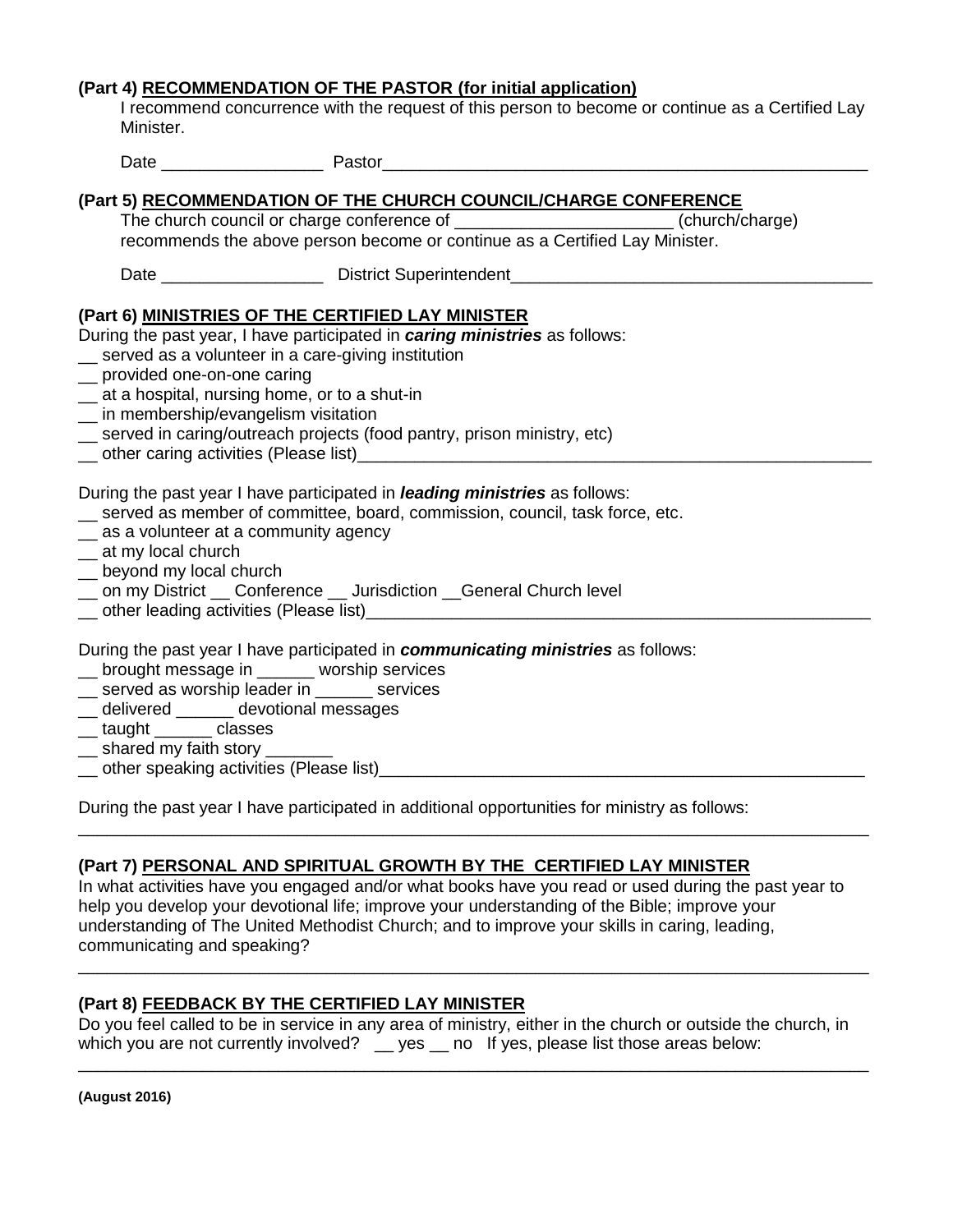**(Part 4) RECOMMENDATION OF THE PASTOR (for initial application)**

I recommend concurrence with the request of this person to become or continue as a Certified Lay Minister.

Date _________________ Pastor_____________________________________________________

**(Part 5) RECOMMENDATION OF THE CHURCH COUNCIL/CHARGE CONFERENCE**

The church council or charge conference of _______________________ (church/charge) recommends the above person become or continue as a Certified Lay Minister.

Date _________________ District Superintendent_____________________________________

**(Part 6) MINISTRIES OF THE CERTIFIED LAY MINISTER**

During the past year, I have participated in ***caring ministries*** as follows:

__ served as a volunteer in a care-giving institution
__ provided one-on-one caring
__ at a hospital, nursing home, or to a shut-in
__ in membership/evangelism visitation
__ served in caring/outreach projects (food pantry, prison ministry, etc)
__ other caring activities (Please list)_________________________________________________

During the past year I have participated in ***leading ministries*** as follows:

__ served as member of committee, board, commission, council, task force, etc.
__ as a volunteer at a community agency
__ at my local church
__ beyond my local church
__ on my District __ Conference __ Jurisdiction __General Church level
__ other leading activities (Please list)_________________________________________________

During the past year I have participated in ***communicating ministries*** as follows:

__ brought message in ______ worship services
__ served as worship leader in ______ services
__ delivered ______ devotional messages
__ taught ______ classes
__ shared my faith story _______
__ other speaking activities (Please list)______________________________________________

During the past year I have participated in additional opportunities for ministry as follows:

______________________________________________________________________________

**(Part 7) PERSONAL AND SPIRITUAL GROWTH BY THE CERTIFIED LAY MINISTER**

In what activities have you engaged and/or what books have you read or used during the past year to help you develop your devotional life; improve your understanding of the Bible; improve your understanding of The United Methodist Church; and to improve your skills in caring, leading, communicating and speaking?

______________________________________________________________________________

**(Part 8) FEEDBACK BY THE CERTIFIED LAY MINISTER**

Do you feel called to be in service in any area of ministry, either in the church or outside the church, in which you are not currently involved? __ yes __ no If yes, please list those areas below:

______________________________________________________________________________

**(August 2016)**